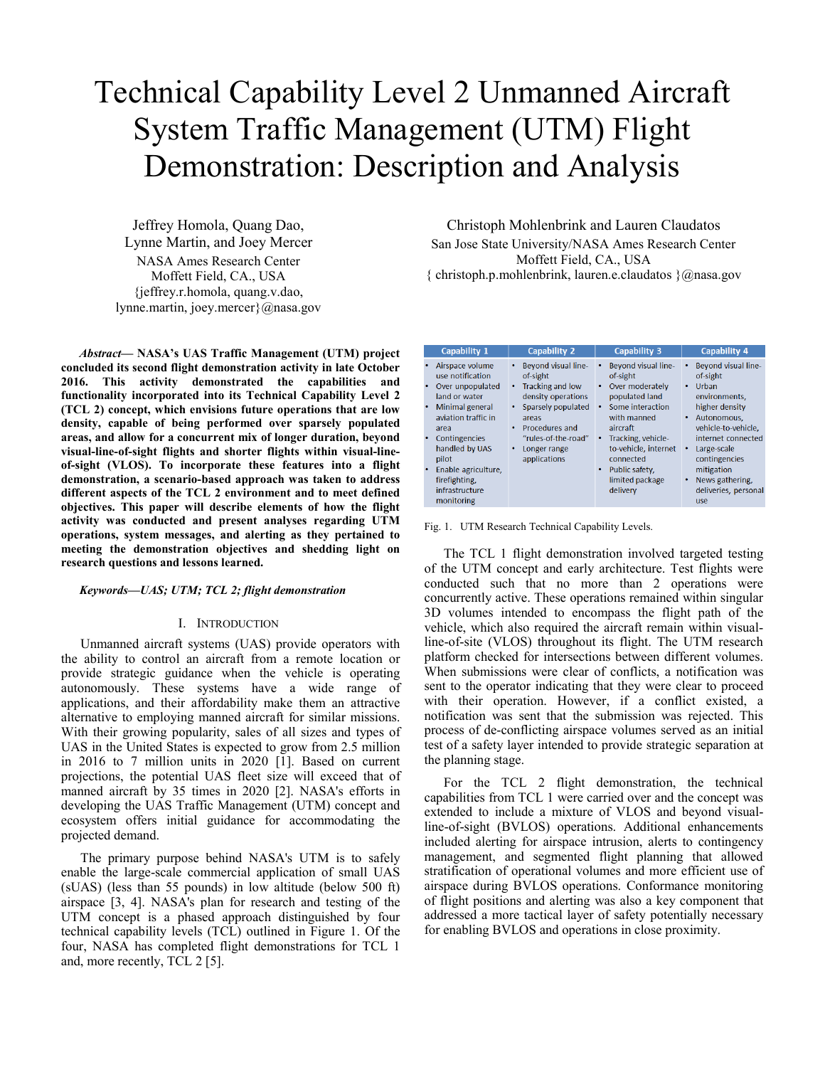# Technical Capability Level 2 Unmanned Aircraft System Traffic Management (UTM) Flight Demonstration: Description and Analysis

Jeffrey Homola, Quang Dao, Lynne Martin, and Joey Mercer
NASA Ames Research Center
Moffett Field, CA., USA
{jeffrey.r.homola, quang.v.dao, lynne.martin, joey.mercer}@nasa.gov

Christoph Mohlenbrink and Lauren Claudatos
San Jose State University/NASA Ames Research Center
Moffett Field, CA., USA
{ christoph.p.mohlenbrink, lauren.e.claudatos }@nasa.gov

***Abstract*— NASA's UAS Traffic Management (UTM) project concluded its second flight demonstration activity in late October 2016. This activity demonstrated the capabilities and functionality incorporated into its Technical Capability Level 2 (TCL 2) concept, which envisions future operations that are low density, capable of being performed over sparsely populated areas, and allow for a concurrent mix of longer duration, beyond visual-line-of-sight flights and shorter flights within visual-line-of-sight (VLOS). To incorporate these features into a flight demonstration, a scenario-based approach was taken to address different aspects of the TCL 2 environment and to meet defined objectives. This paper will describe elements of how the flight activity was conducted and present analyses regarding UTM operations, system messages, and alerting as they pertained to meeting the demonstration objectives and shedding light on research questions and lessons learned.**

***Keywords—UAS; UTM; TCL 2; flight demonstration***

## I. Introduction

Unmanned aircraft systems (UAS) provide operators with the ability to control an aircraft from a remote location or provide strategic guidance when the vehicle is operating autonomously. These systems have a wide range of applications, and their affordability make them an attractive alternative to employing manned aircraft for similar missions. With their growing popularity, sales of all sizes and types of UAS in the United States is expected to grow from 2.5 million in 2016 to 7 million units in 2020 [1]. Based on current projections, the potential UAS fleet size will exceed that of manned aircraft by 35 times in 2020 [2]. NASA's efforts in developing the UAS Traffic Management (UTM) concept and ecosystem offers initial guidance for accommodating the projected demand.

The primary purpose behind NASA's UTM is to safely enable the large-scale commercial application of small UAS (sUAS) (less than 55 pounds) in low altitude (below 500 ft) airspace [3, 4]. NASA's plan for research and testing of the UTM concept is a phased approach distinguished by four technical capability levels (TCL) outlined in Figure 1. Of the four, NASA has completed flight demonstrations for TCL 1 and, more recently, TCL 2 [5].

| Capability 1 | Capability 2 | Capability 3 | Capability 4 |
|---|---|---|---|
| • Airspace volume use notification<br>• Over unpopulated land or water<br>• Minimal general aviation traffic in area<br>• Contingencies handled by UAS pilot<br>• Enable agriculture, firefighting, infrastructure monitoring | • Beyond visual line-of-sight<br>• Tracking and low density operations<br>• Sparsely populated areas<br>• Procedures and "rules-of-the-road"<br>• Longer range applications | • Beyond visual line-of-sight<br>• Over moderately populated land<br>• Some interaction with manned aircraft<br>• Tracking, vehicle-to-vehicle, internet connected<br>• Public safety, limited package delivery | • Beyond visual line-of-sight<br>• Urban environments, higher density<br>• Autonomous, vehicle-to-vehicle, internet connected<br>• Large-scale contingencies mitigation<br>• News gathering, deliveries, personal use |

Fig. 1. UTM Research Technical Capability Levels.

The TCL 1 flight demonstration involved targeted testing of the UTM concept and early architecture. Test flights were conducted such that no more than 2 operations were concurrently active. These operations remained within singular 3D volumes intended to encompass the flight path of the vehicle, which also required the aircraft remain within visual-line-of-site (VLOS) throughout its flight. The UTM research platform checked for intersections between different volumes. When submissions were clear of conflicts, a notification was sent to the operator indicating that they were clear to proceed with their operation. However, if a conflict existed, a notification was sent that the submission was rejected. This process of de-conflicting airspace volumes served as an initial test of a safety layer intended to provide strategic separation at the planning stage.

For the TCL 2 flight demonstration, the technical capabilities from TCL 1 were carried over and the concept was extended to include a mixture of VLOS and beyond visual-line-of-sight (BVLOS) operations. Additional enhancements included alerting for airspace intrusion, alerts to contingency management, and segmented flight planning that allowed stratification of operational volumes and more efficient use of airspace during BVLOS operations. Conformance monitoring of flight positions and alerting was also a key component that addressed a more tactical layer of safety potentially necessary for enabling BVLOS and operations in close proximity.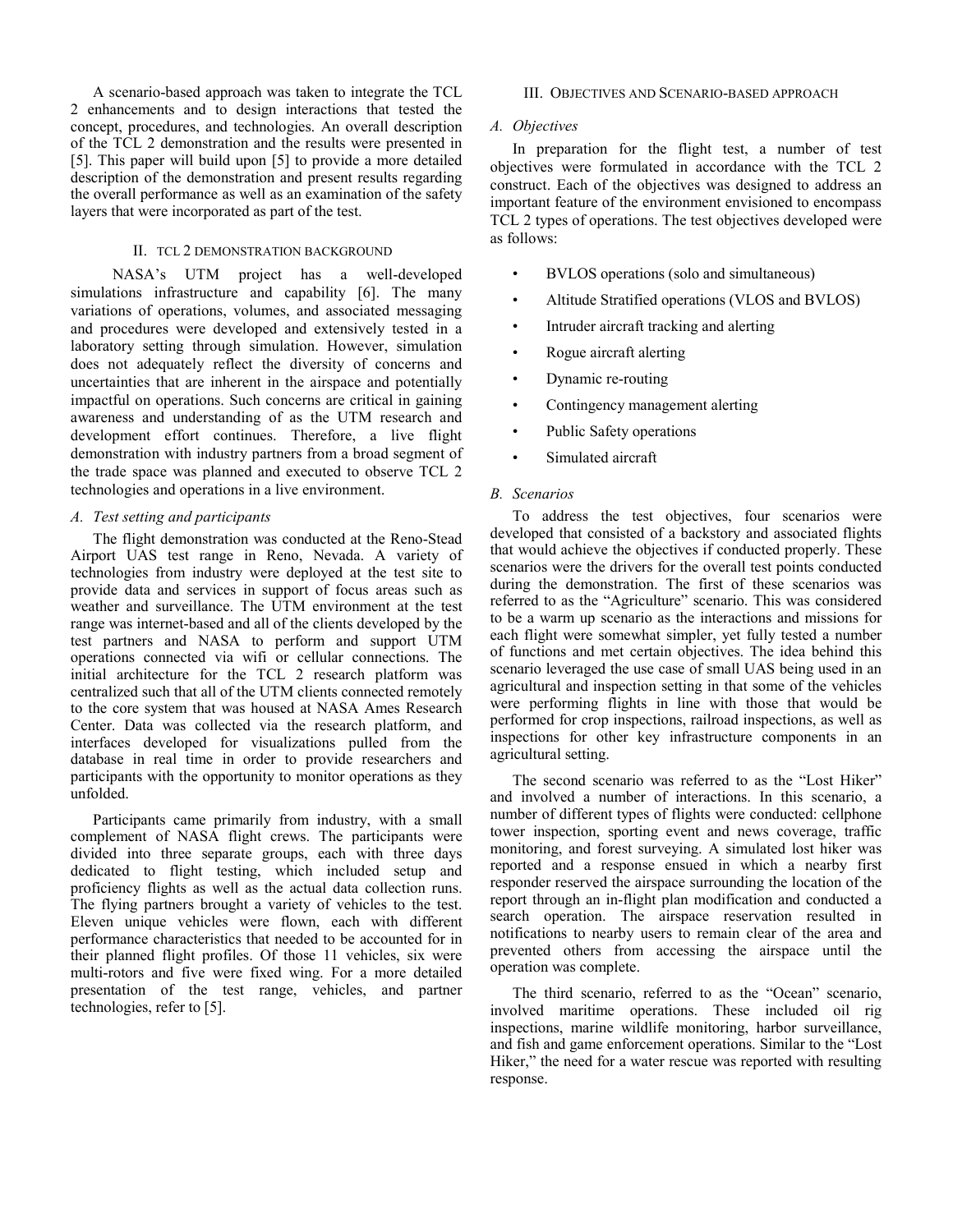A scenario-based approach was taken to integrate the TCL 2 enhancements and to design interactions that tested the concept, procedures, and technologies. An overall description of the TCL 2 demonstration and the results were presented in [5]. This paper will build upon [5] to provide a more detailed description of the demonstration and present results regarding the overall performance as well as an examination of the safety layers that were incorporated as part of the test.

## II. TCL 2 Demonstration Background

NASA's UTM project has a well-developed simulations infrastructure and capability [6]. The many variations of operations, volumes, and associated messaging and procedures were developed and extensively tested in a laboratory setting through simulation. However, simulation does not adequately reflect the diversity of concerns and uncertainties that are inherent in the airspace and potentially impactful on operations. Such concerns are critical in gaining awareness and understanding of as the UTM research and development effort continues. Therefore, a live flight demonstration with industry partners from a broad segment of the trade space was planned and executed to observe TCL 2 technologies and operations in a live environment.

### *A. Test setting and participants*

The flight demonstration was conducted at the Reno-Stead Airport UAS test range in Reno, Nevada. A variety of technologies from industry were deployed at the test site to provide data and services in support of focus areas such as weather and surveillance. The UTM environment at the test range was internet-based and all of the clients developed by the test partners and NASA to perform and support UTM operations connected via wifi or cellular connections. The initial architecture for the TCL 2 research platform was centralized such that all of the UTM clients connected remotely to the core system that was housed at NASA Ames Research Center. Data was collected via the research platform, and interfaces developed for visualizations pulled from the database in real time in order to provide researchers and participants with the opportunity to monitor operations as they unfolded.

Participants came primarily from industry, with a small complement of NASA flight crews. The participants were divided into three separate groups, each with three days dedicated to flight testing, which included setup and proficiency flights as well as the actual data collection runs. The flying partners brought a variety of vehicles to the test. Eleven unique vehicles were flown, each with different performance characteristics that needed to be accounted for in their planned flight profiles. Of those 11 vehicles, six were multi-rotors and five were fixed wing. For a more detailed presentation of the test range, vehicles, and partner technologies, refer to [5].

## III. Objectives and Scenario-based approach

### *A. Objectives*

In preparation for the flight test, a number of test objectives were formulated in accordance with the TCL 2 construct. Each of the objectives was designed to address an important feature of the environment envisioned to encompass TCL 2 types of operations. The test objectives developed were as follows:

- BVLOS operations (solo and simultaneous)
- Altitude Stratified operations (VLOS and BVLOS)
- Intruder aircraft tracking and alerting
- Rogue aircraft alerting
- Dynamic re-routing
- Contingency management alerting
- Public Safety operations
- Simulated aircraft

### *B. Scenarios*

To address the test objectives, four scenarios were developed that consisted of a backstory and associated flights that would achieve the objectives if conducted properly. These scenarios were the drivers for the overall test points conducted during the demonstration. The first of these scenarios was referred to as the "Agriculture" scenario. This was considered to be a warm up scenario as the interactions and missions for each flight were somewhat simpler, yet fully tested a number of functions and met certain objectives. The idea behind this scenario leveraged the use case of small UAS being used in an agricultural and inspection setting in that some of the vehicles were performing flights in line with those that would be performed for crop inspections, railroad inspections, as well as inspections for other key infrastructure components in an agricultural setting.

The second scenario was referred to as the "Lost Hiker" and involved a number of interactions. In this scenario, a number of different types of flights were conducted: cellphone tower inspection, sporting event and news coverage, traffic monitoring, and forest surveying. A simulated lost hiker was reported and a response ensued in which a nearby first responder reserved the airspace surrounding the location of the report through an in-flight plan modification and conducted a search operation. The airspace reservation resulted in notifications to nearby users to remain clear of the area and prevented others from accessing the airspace until the operation was complete.

The third scenario, referred to as the "Ocean" scenario, involved maritime operations. These included oil rig inspections, marine wildlife monitoring, harbor surveillance, and fish and game enforcement operations. Similar to the "Lost Hiker," the need for a water rescue was reported with resulting response.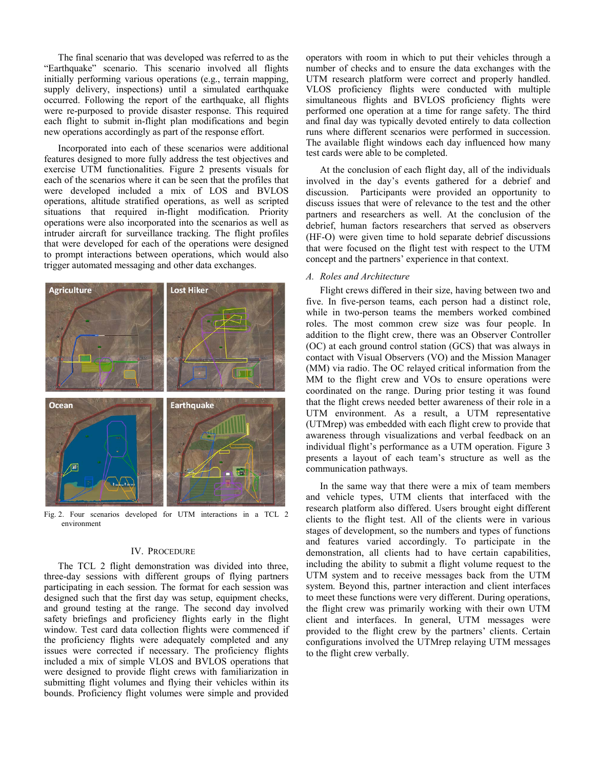The final scenario that was developed was referred to as the "Earthquake" scenario. This scenario involved all flights initially performing various operations (e.g., terrain mapping, supply delivery, inspections) until a simulated earthquake occurred. Following the report of the earthquake, all flights were re-purposed to provide disaster response. This required each flight to submit in-flight plan modifications and begin new operations accordingly as part of the response effort.

Incorporated into each of these scenarios were additional features designed to more fully address the test objectives and exercise UTM functionalities. Figure 2 presents visuals for each of the scenarios where it can be seen that the profiles that were developed included a mix of LOS and BVLOS operations, altitude stratified operations, as well as scripted situations that required in-flight modification. Priority operations were also incorporated into the scenarios as well as intruder aircraft for surveillance tracking. The flight profiles that were developed for each of the operations were designed to prompt interactions between operations, which would also trigger automated messaging and other data exchanges.

Agriculture

Lost Hiker

Ocean

Earthquake

Fig. 2. Four scenarios developed for UTM interactions in a TCL 2 environment

## IV. Procedure

The TCL 2 flight demonstration was divided into three, three-day sessions with different groups of flying partners participating in each session. The format for each session was designed such that the first day was setup, equipment checks, and ground testing at the range. The second day involved safety briefings and proficiency flights early in the flight window. Test card data collection flights were commenced if the proficiency flights were adequately completed and any issues were corrected if necessary. The proficiency flights included a mix of simple VLOS and BVLOS operations that were designed to provide flight crews with familiarization in submitting flight volumes and flying their vehicles within its bounds. Proficiency flight volumes were simple and provided operators with room in which to put their vehicles through a number of checks and to ensure the data exchanges with the UTM research platform were correct and properly handled. VLOS proficiency flights were conducted with multiple simultaneous flights and BVLOS proficiency flights were performed one operation at a time for range safety. The third and final day was typically devoted entirely to data collection runs where different scenarios were performed in succession. The available flight windows each day influenced how many test cards were able to be completed.

At the conclusion of each flight day, all of the individuals involved in the day's events gathered for a debrief and discussion. Participants were provided an opportunity to discuss issues that were of relevance to the test and the other partners and researchers as well. At the conclusion of the debrief, human factors researchers that served as observers (HF-O) were given time to hold separate debrief discussions that were focused on the flight test with respect to the UTM concept and the partners' experience in that context.

### *A. Roles and Architecture*

Flight crews differed in their size, having between two and five. In five-person teams, each person had a distinct role, while in two-person teams the members worked combined roles. The most common crew size was four people. In addition to the flight crew, there was an Observer Controller (OC) at each ground control station (GCS) that was always in contact with Visual Observers (VO) and the Mission Manager (MM) via radio. The OC relayed critical information from the MM to the flight crew and VOs to ensure operations were coordinated on the range. During prior testing it was found that the flight crews needed better awareness of their role in a UTM environment. As a result, a UTM representative (UTMrep) was embedded with each flight crew to provide that awareness through visualizations and verbal feedback on an individual flight's performance as a UTM operation. Figure 3 presents a layout of each team's structure as well as the communication pathways.

In the same way that there were a mix of team members and vehicle types, UTM clients that interfaced with the research platform also differed. Users brought eight different clients to the flight test. All of the clients were in various stages of development, so the numbers and types of functions and features varied accordingly. To participate in the demonstration, all clients had to have certain capabilities, including the ability to submit a flight volume request to the UTM system and to receive messages back from the UTM system. Beyond this, partner interaction and client interfaces to meet these functions were very different. During operations, the flight crew was primarily working with their own UTM client and interfaces. In general, UTM messages were provided to the flight crew by the partners' clients. Certain configurations involved the UTMrep relaying UTM messages to the flight crew verbally.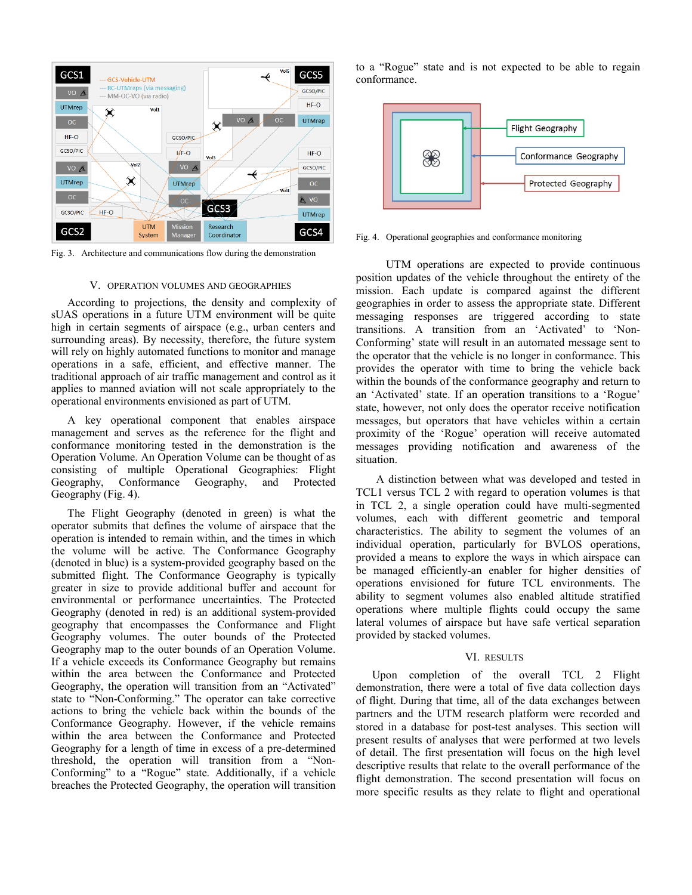GCS1
GCS-Vehicle-UTM
RC-UTMreps (via messaging)
MM-OC-VO (via radio)
VO
UTMrep
OC
HF-O
GCSO/PIC
VO
UTMrep
OC
GCSO/PIC
HF-O
GCS2
UTM System
Mission Manager
Research Coordinator
GCS3
GCS4
GCS5
GCSO/PIC
HF-O
VO
OC
UTMrep
GCSO/PIC
HF-O
VO
UTMrep
OC
HF-O
GCSO/PIC
OC
VO
UTMrep
Vol1
Vol2
Vol3
Vol4
Vol5

Fig. 3. Architecture and communications flow during the demonstration

## V. Operation Volumes and Geographies

According to projections, the density and complexity of sUAS operations in a future UTM environment will be quite high in certain segments of airspace (e.g., urban centers and surrounding areas). By necessity, therefore, the future system will rely on highly automated functions to monitor and manage operations in a safe, efficient, and effective manner. The traditional approach of air traffic management and control as it applies to manned aviation will not scale appropriately to the operational environments envisioned as part of UTM.

A key operational component that enables airspace management and serves as the reference for the flight and conformance monitoring tested in the demonstration is the Operation Volume. An Operation Volume can be thought of as consisting of multiple Operational Geographies: Flight Geography, Conformance Geography, and Protected Geography (Fig. 4).

The Flight Geography (denoted in green) is what the operator submits that defines the volume of airspace that the operation is intended to remain within, and the times in which the volume will be active. The Conformance Geography (denoted in blue) is a system-provided geography based on the submitted flight. The Conformance Geography is typically greater in size to provide additional buffer and account for environmental or performance uncertainties. The Protected Geography (denoted in red) is an additional system-provided geography that encompasses the Conformance and Flight Geography volumes. The outer bounds of the Protected Geography map to the outer bounds of an Operation Volume. If a vehicle exceeds its Conformance Geography but remains within the area between the Conformance and Protected Geography, the operation will transition from an "Activated" state to "Non-Conforming." The operator can take corrective actions to bring the vehicle back within the bounds of the Conformance Geography. However, if the vehicle remains within the area between the Conformance and Protected Geography for a length of time in excess of a pre-determined threshold, the operation will transition from a "Non-Conforming" to a "Rogue" state. Additionally, if a vehicle breaches the Protected Geography, the operation will transition to a "Rogue" state and is not expected to be able to regain conformance.

Flight Geography
Conformance Geography
Protected Geography

Fig. 4. Operational geographies and conformance monitoring

UTM operations are expected to provide continuous position updates of the vehicle throughout the entirety of the mission. Each update is compared against the different geographies in order to assess the appropriate state. Different messaging responses are triggered according to state transitions. A transition from an 'Activated' to 'Non-Conforming' state will result in an automated message sent to the operator that the vehicle is no longer in conformance. This provides the operator with time to bring the vehicle back within the bounds of the conformance geography and return to an 'Activated' state. If an operation transitions to a 'Rogue' state, however, not only does the operator receive notification messages, but operators that have vehicles within a certain proximity of the 'Rogue' operation will receive automated messages providing notification and awareness of the situation.

A distinction between what was developed and tested in TCL1 versus TCL 2 with regard to operation volumes is that in TCL 2, a single operation could have multi-segmented volumes, each with different geometric and temporal characteristics. The ability to segment the volumes of an individual operation, particularly for BVLOS operations, provided a means to explore the ways in which airspace can be managed efficiently-an enabler for higher densities of operations envisioned for future TCL environments. The ability to segment volumes also enabled altitude stratified operations where multiple flights could occupy the same lateral volumes of airspace but have safe vertical separation provided by stacked volumes.

## VI. Results

Upon completion of the overall TCL 2 Flight demonstration, there were a total of five data collection days of flight. During that time, all of the data exchanges between partners and the UTM research platform were recorded and stored in a database for post-test analyses. This section will present results of analyses that were performed at two levels of detail. The first presentation will focus on the high level descriptive results that relate to the overall performance of the flight demonstration. The second presentation will focus on more specific results as they relate to flight and operational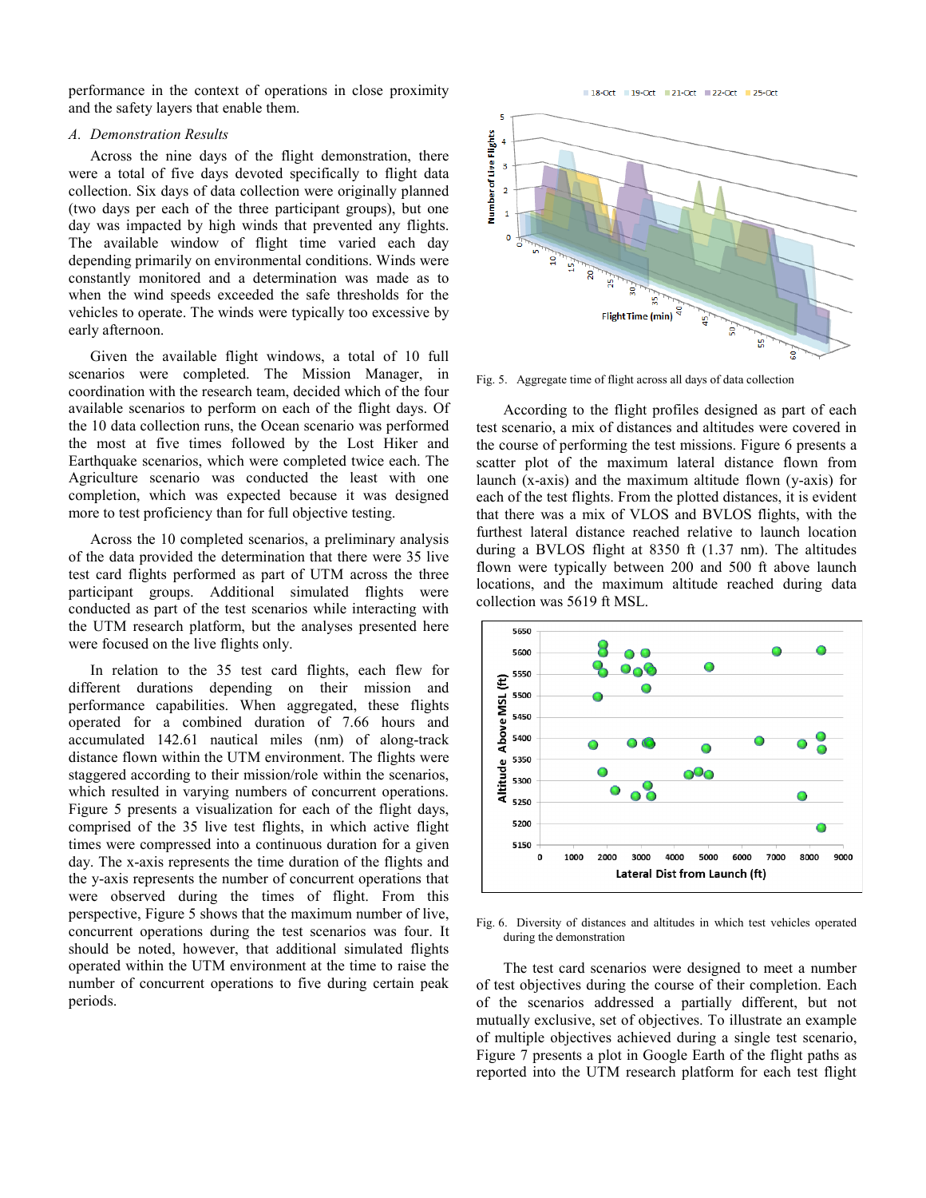performance in the context of operations in close proximity and the safety layers that enable them.

### *A. Demonstration Results*

Across the nine days of the flight demonstration, there were a total of five days devoted specifically to flight data collection. Six days of data collection were originally planned (two days per each of the three participant groups), but one day was impacted by high winds that prevented any flights. The available window of flight time varied each day depending primarily on environmental conditions. Winds were constantly monitored and a determination was made as to when the wind speeds exceeded the safe thresholds for the vehicles to operate. The winds were typically too excessive by early afternoon.

Given the available flight windows, a total of 10 full scenarios were completed. The Mission Manager, in coordination with the research team, decided which of the four available scenarios to perform on each of the flight days. Of the 10 data collection runs, the Ocean scenario was performed the most at five times followed by the Lost Hiker and Earthquake scenarios, which were completed twice each. The Agriculture scenario was conducted the least with one completion, which was expected because it was designed more to test proficiency than for full objective testing.

Across the 10 completed scenarios, a preliminary analysis of the data provided the determination that there were 35 live test card flights performed as part of UTM across the three participant groups. Additional simulated flights were conducted as part of the test scenarios while interacting with the UTM research platform, but the analyses presented here were focused on the live flights only.

In relation to the 35 test card flights, each flew for different durations depending on their mission and performance capabilities. When aggregated, these flights operated for a combined duration of 7.66 hours and accumulated 142.61 nautical miles (nm) of along-track distance flown within the UTM environment. The flights were staggered according to their mission/role within the scenarios, which resulted in varying numbers of concurrent operations. Figure 5 presents a visualization for each of the flight days, comprised of the 35 live test flights, in which active flight times were compressed into a continuous duration for a given day. The x-axis represents the time duration of the flights and the y-axis represents the number of concurrent operations that were observed during the times of flight. From this perspective, Figure 5 shows that the maximum number of live, concurrent operations during the test scenarios was four. It should be noted, however, that additional simulated flights operated within the UTM environment at the time to raise the number of concurrent operations to five during certain peak periods.

Fig. 5. Aggregate time of flight across all days of data collection

According to the flight profiles designed as part of each test scenario, a mix of distances and altitudes were covered in the course of performing the test missions. Figure 6 presents a scatter plot of the maximum lateral distance flown from launch (x-axis) and the maximum altitude flown (y-axis) for each of the test flights. From the plotted distances, it is evident that there was a mix of VLOS and BVLOS flights, with the furthest lateral distance reached relative to launch location during a BVLOS flight at 8350 ft (1.37 nm). The altitudes flown were typically between 200 and 500 ft above launch locations, and the maximum altitude reached during data collection was 5619 ft MSL.

Fig. 6. Diversity of distances and altitudes in which test vehicles operated during the demonstration

The test card scenarios were designed to meet a number of test objectives during the course of their completion. Each of the scenarios addressed a partially different, but not mutually exclusive, set of objectives. To illustrate an example of multiple objectives achieved during a single test scenario, Figure 7 presents a plot in Google Earth of the flight paths as reported into the UTM research platform for each test flight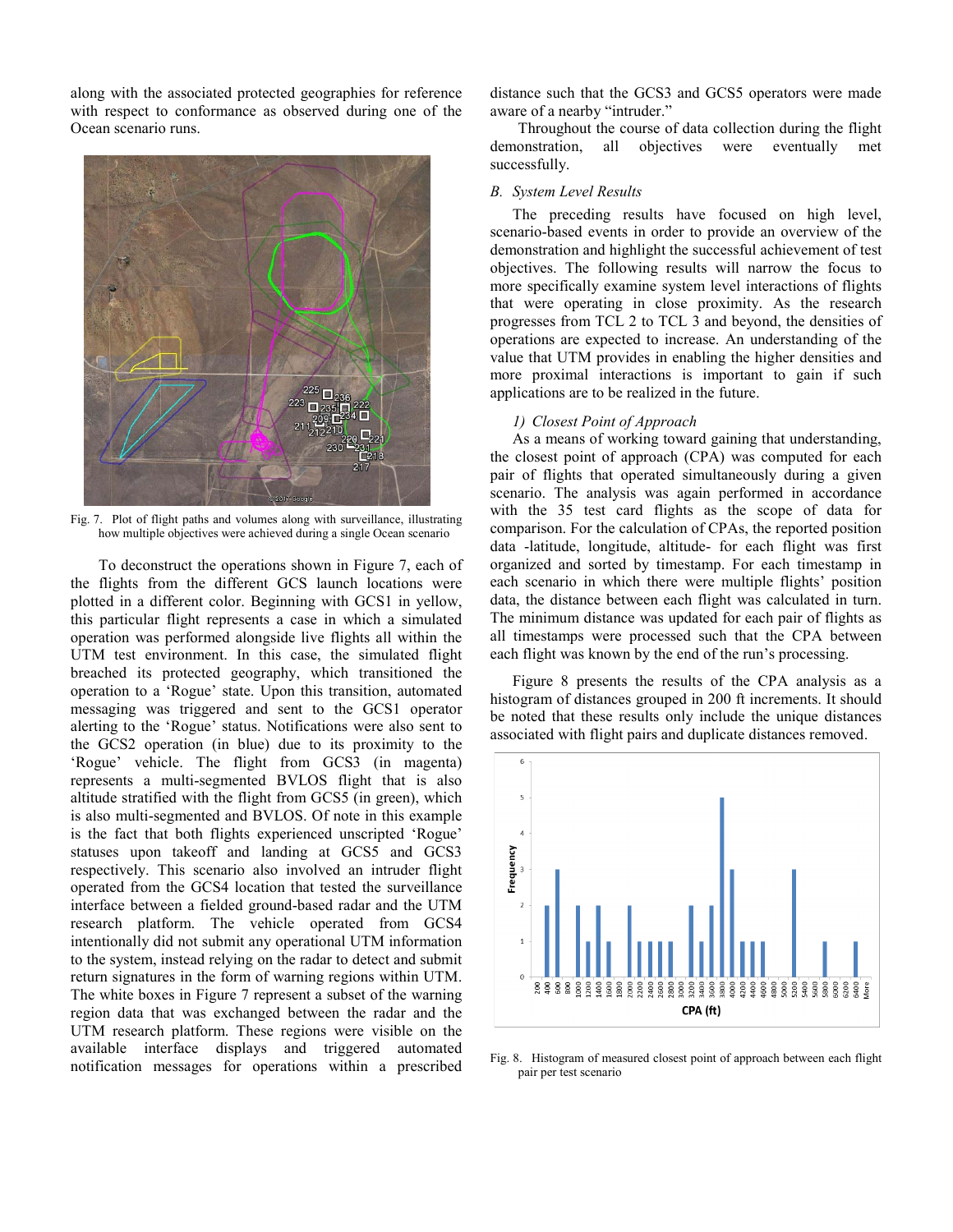along with the associated protected geographies for reference with respect to conformance as observed during one of the Ocean scenario runs.

Fig. 7. Plot of flight paths and volumes along with surveillance, illustrating how multiple objectives were achieved during a single Ocean scenario

To deconstruct the operations shown in Figure 7, each of the flights from the different GCS launch locations were plotted in a different color. Beginning with GCS1 in yellow, this particular flight represents a case in which a simulated operation was performed alongside live flights all within the UTM test environment. In this case, the simulated flight breached its protected geography, which transitioned the operation to a 'Rogue' state. Upon this transition, automated messaging was triggered and sent to the GCS1 operator alerting to the 'Rogue' status. Notifications were also sent to the GCS2 operation (in blue) due to its proximity to the 'Rogue' vehicle. The flight from GCS3 (in magenta) represents a multi-segmented BVLOS flight that is also altitude stratified with the flight from GCS5 (in green), which is also multi-segmented and BVLOS. Of note in this example is the fact that both flights experienced unscripted 'Rogue' statuses upon takeoff and landing at GCS5 and GCS3 respectively. This scenario also involved an intruder flight operated from the GCS4 location that tested the surveillance interface between a fielded ground-based radar and the UTM research platform. The vehicle operated from GCS4 intentionally did not submit any operational UTM information to the system, instead relying on the radar to detect and submit return signatures in the form of warning regions within UTM. The white boxes in Figure 7 represent a subset of the warning region data that was exchanged between the radar and the UTM research platform. These regions were visible on the available interface displays and triggered automated notification messages for operations within a prescribed distance such that the GCS3 and GCS5 operators were made aware of a nearby "intruder."

Throughout the course of data collection during the flight demonstration, all objectives were eventually met successfully.

### *B. System Level Results*

The preceding results have focused on high level, scenario-based events in order to provide an overview of the demonstration and highlight the successful achievement of test objectives. The following results will narrow the focus to more specifically examine system level interactions of flights that were operating in close proximity. As the research progresses from TCL 2 to TCL 3 and beyond, the densities of operations are expected to increase. An understanding of the value that UTM provides in enabling the higher densities and more proximal interactions is important to gain if such applications are to be realized in the future.

#### *1) Closest Point of Approach*

As a means of working toward gaining that understanding, the closest point of approach (CPA) was computed for each pair of flights that operated simultaneously during a given scenario. The analysis was again performed in accordance with the 35 test card flights as the scope of data for comparison. For the calculation of CPAs, the reported position data -latitude, longitude, altitude- for each flight was first organized and sorted by timestamp. For each timestamp in each scenario in which there were multiple flights' position data, the distance between each flight was calculated in turn. The minimum distance was updated for each pair of flights as all timestamps were processed such that the CPA between each flight was known by the end of the run's processing.

Figure 8 presents the results of the CPA analysis as a histogram of distances grouped in 200 ft increments. It should be noted that these results only include the unique distances associated with flight pairs and duplicate distances removed.

Fig. 8. Histogram of measured closest point of approach between each flight pair per test scenario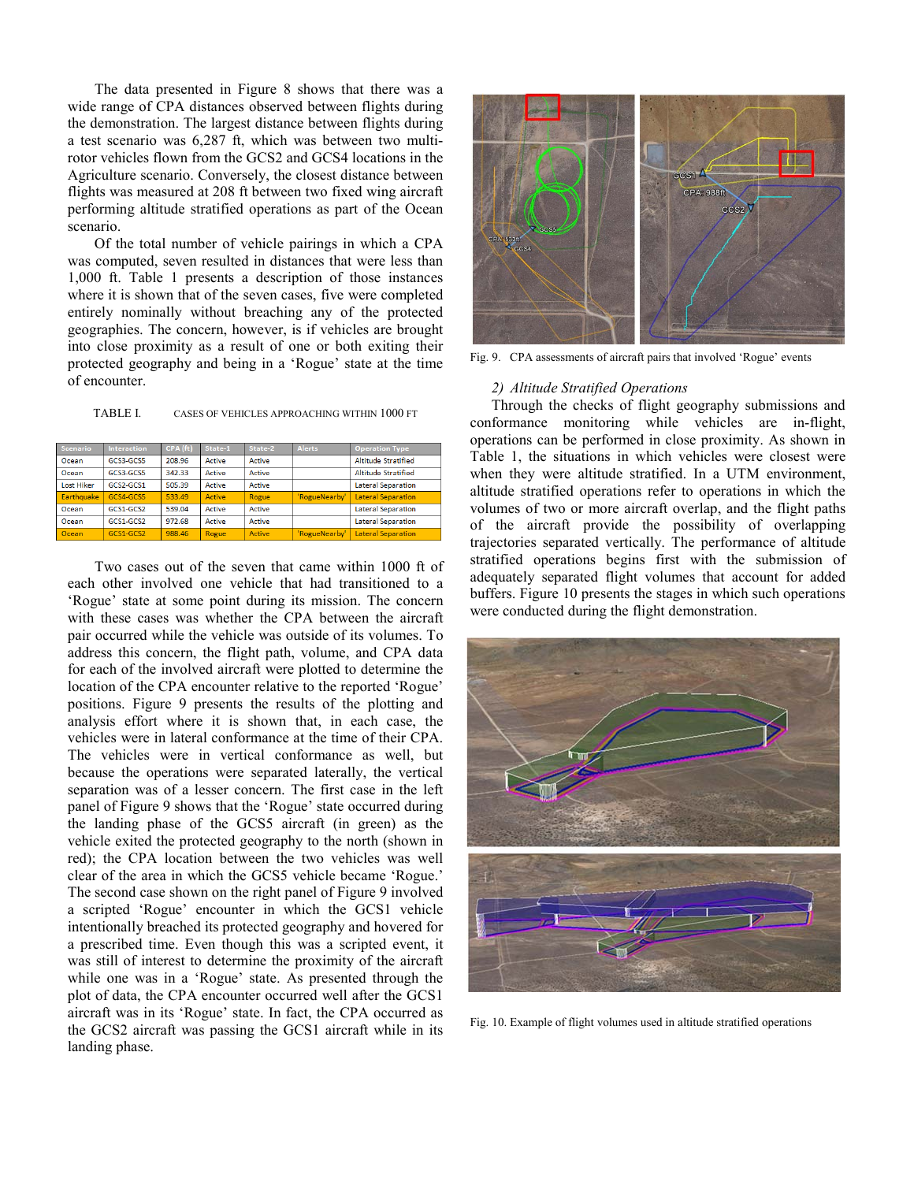The data presented in Figure 8 shows that there was a wide range of CPA distances observed between flights during the demonstration. The largest distance between flights during a test scenario was 6,287 ft, which was between two multi-rotor vehicles flown from the GCS2 and GCS4 locations in the Agriculture scenario. Conversely, the closest distance between flights was measured at 208 ft between two fixed wing aircraft performing altitude stratified operations as part of the Ocean scenario.

Of the total number of vehicle pairings in which a CPA was computed, seven resulted in distances that were less than 1,000 ft. Table 1 presents a description of those instances where it is shown that of the seven cases, five were completed entirely nominally without breaching any of the protected geographies. The concern, however, is if vehicles are brought into close proximity as a result of one or both exiting their protected geography and being in a 'Rogue' state at the time of encounter.

TABLE I. CASES OF VEHICLES APPROACHING WITHIN 1000 FT

| Scenario | Interaction | CPA (ft) | State-1 | State-2 | Alerts | Operation Type |
|---|---|---|---|---|---|---|
| Ocean | GCS3-GCS5 | 208.96 | Active | Active | | Altitude Stratified |
| Ocean | GCS3-GCS5 | 342.33 | Active | Active | | Altitude Stratified |
| Lost Hiker | GCS2-GCS1 | 505.39 | Active | Active | | Lateral Separation |
| Earthquake | GCS4-GCS5 | 533.49 | Active | Rogue | 'RogueNearby' | Lateral Separation |
| Ocean | GCS1-GCS2 | 539.04 | Active | Active | | Lateral Separation |
| Ocean | GCS1-GCS2 | 972.68 | Active | Active | | Lateral Separation |
| Ocean | GCS1-GCS2 | 988.46 | Rogue | Active | 'RogueNearby' | Lateral Separation |

Two cases out of the seven that came within 1000 ft of each other involved one vehicle that had transitioned to a 'Rogue' state at some point during its mission. The concern with these cases was whether the CPA between the aircraft pair occurred while the vehicle was outside of its volumes. To address this concern, the flight path, volume, and CPA data for each of the involved aircraft were plotted to determine the location of the CPA encounter relative to the reported 'Rogue' positions. Figure 9 presents the results of the plotting and analysis effort where it is shown that, in each case, the vehicles were in lateral conformance at the time of their CPA. The vehicles were in vertical conformance as well, but because the operations were separated laterally, the vertical separation was of a lesser concern. The first case in the left panel of Figure 9 shows that the 'Rogue' state occurred during the landing phase of the GCS5 aircraft (in green) as the vehicle exited the protected geography to the north (shown in red); the CPA location between the two vehicles was well clear of the area in which the GCS5 vehicle became 'Rogue.' The second case shown on the right panel of Figure 9 involved a scripted 'Rogue' encounter in which the GCS1 vehicle intentionally breached its protected geography and hovered for a prescribed time. Even though this was a scripted event, it was still of interest to determine the proximity of the aircraft while one was in a 'Rogue' state. As presented through the plot of data, the CPA encounter occurred well after the GCS1 aircraft was in its 'Rogue' state. In fact, the CPA occurred as the GCS2 aircraft was passing the GCS1 aircraft while in its landing phase.

Fig. 9. CPA assessments of aircraft pairs that involved 'Rogue' events

### 2) Altitude Stratified Operations

Through the checks of flight geography submissions and conformance monitoring while vehicles are in-flight, operations can be performed in close proximity. As shown in Table 1, the situations in which vehicles were closest were when they were altitude stratified. In a UTM environment, altitude stratified operations refer to operations in which the volumes of two or more aircraft overlap, and the flight paths of the aircraft provide the possibility of overlapping trajectories separated vertically. The performance of altitude stratified operations begins first with the submission of adequately separated flight volumes that account for added buffers. Figure 10 presents the stages in which such operations were conducted during the flight demonstration.

Fig. 10. Example of flight volumes used in altitude stratified operations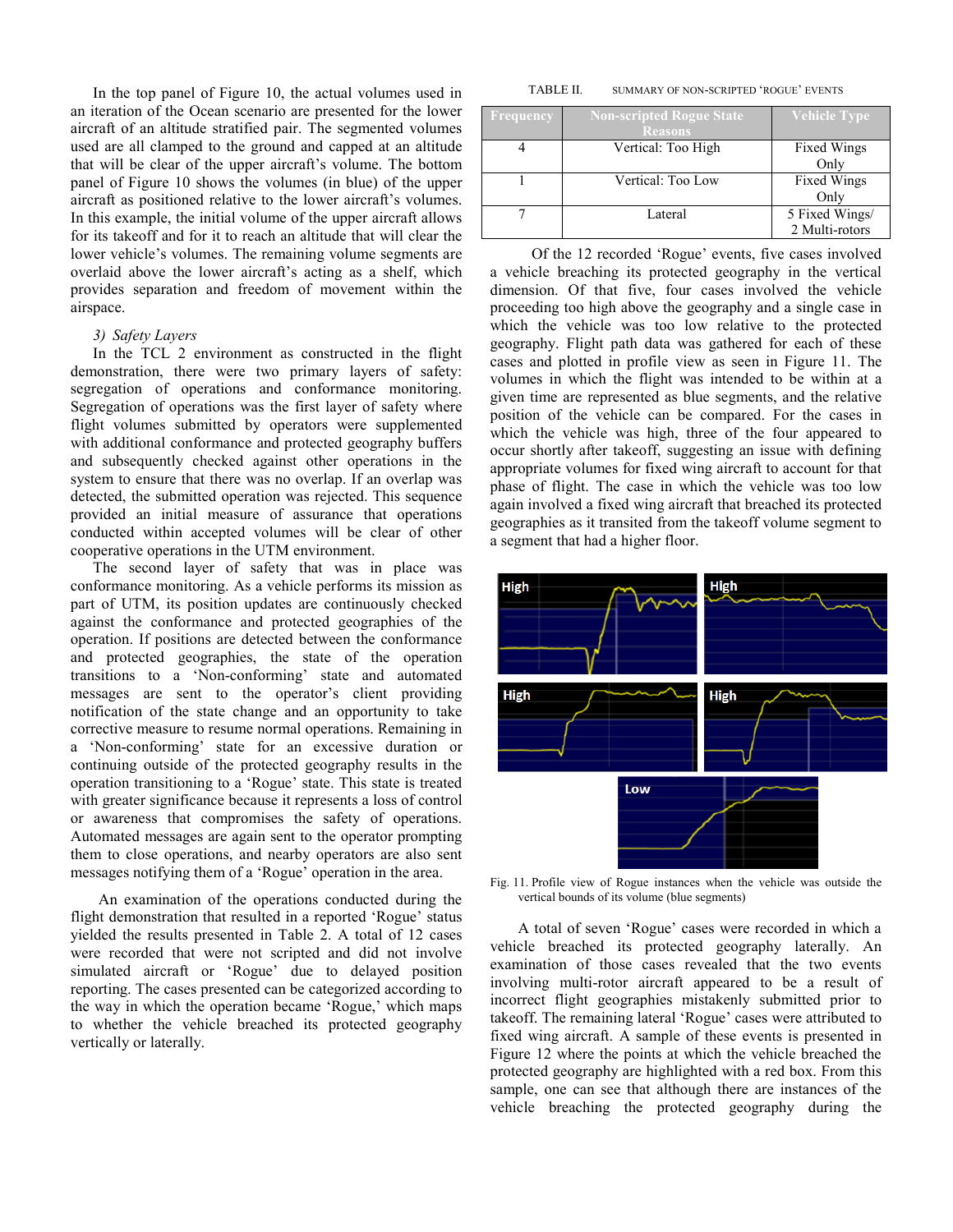In the top panel of Figure 10, the actual volumes used in an iteration of the Ocean scenario are presented for the lower aircraft of an altitude stratified pair. The segmented volumes used are all clamped to the ground and capped at an altitude that will be clear of the upper aircraft's volume. The bottom panel of Figure 10 shows the volumes (in blue) of the upper aircraft as positioned relative to the lower aircraft's volumes. In this example, the initial volume of the upper aircraft allows for its takeoff and for it to reach an altitude that will clear the lower vehicle's volumes. The remaining volume segments are overlaid above the lower aircraft's acting as a shelf, which provides separation and freedom of movement within the airspace.

### 3) Safety Layers

In the TCL 2 environment as constructed in the flight demonstration, there were two primary layers of safety: segregation of operations and conformance monitoring. Segregation of operations was the first layer of safety where flight volumes submitted by operators were supplemented with additional conformance and protected geography buffers and subsequently checked against other operations in the system to ensure that there was no overlap. If an overlap was detected, the submitted operation was rejected. This sequence provided an initial measure of assurance that operations conducted within accepted volumes will be clear of other cooperative operations in the UTM environment.

The second layer of safety that was in place was conformance monitoring. As a vehicle performs its mission as part of UTM, its position updates are continuously checked against the conformance and protected geographies of the operation. If positions are detected between the conformance and protected geographies, the state of the operation transitions to a 'Non-conforming' state and automated messages are sent to the operator's client providing notification of the state change and an opportunity to take corrective measure to resume normal operations. Remaining in a 'Non-conforming' state for an excessive duration or continuing outside of the protected geography results in the operation transitioning to a 'Rogue' state. This state is treated with greater significance because it represents a loss of control or awareness that compromises the safety of operations. Automated messages are again sent to the operator prompting them to close operations, and nearby operators are also sent messages notifying them of a 'Rogue' operation in the area.

An examination of the operations conducted during the flight demonstration that resulted in a reported 'Rogue' status yielded the results presented in Table 2. A total of 12 cases were recorded that were not scripted and did not involve simulated aircraft or 'Rogue' due to delayed position reporting. The cases presented can be categorized according to the way in which the operation became 'Rogue,' which maps to whether the vehicle breached its protected geography vertically or laterally.

TABLE II. SUMMARY OF NON-SCRIPTED 'ROGUE' EVENTS

| Frequency | Non-scripted Rogue State Reasons | Vehicle Type |
|---|---|---|
| 4 | Vertical: Too High | Fixed Wings Only |
| 1 | Vertical: Too Low | Fixed Wings Only |
| 7 | Lateral | 5 Fixed Wings/ 2 Multi-rotors |

Of the 12 recorded 'Rogue' events, five cases involved a vehicle breaching its protected geography in the vertical dimension. Of that five, four cases involved the vehicle proceeding too high above the geography and a single case in which the vehicle was too low relative to the protected geography. Flight path data was gathered for each of these cases and plotted in profile view as seen in Figure 11. The volumes in which the flight was intended to be within at a given time are represented as blue segments, and the relative position of the vehicle can be compared. For the cases in which the vehicle was high, three of the four appeared to occur shortly after takeoff, suggesting an issue with defining appropriate volumes for fixed wing aircraft to account for that phase of flight. The case in which the vehicle was too low again involved a fixed wing aircraft that breached its protected geographies as it transited from the takeoff volume segment to a segment that had a higher floor.

Fig. 11. Profile view of Rogue instances when the vehicle was outside the vertical bounds of its volume (blue segments)

A total of seven 'Rogue' cases were recorded in which a vehicle breached its protected geography laterally. An examination of those cases revealed that the two events involving multi-rotor aircraft appeared to be a result of incorrect flight geographies mistakenly submitted prior to takeoff. The remaining lateral 'Rogue' cases were attributed to fixed wing aircraft. A sample of these events is presented in Figure 12 where the points at which the vehicle breached the protected geography are highlighted with a red box. From this sample, one can see that although there are instances of the vehicle breaching the protected geography during the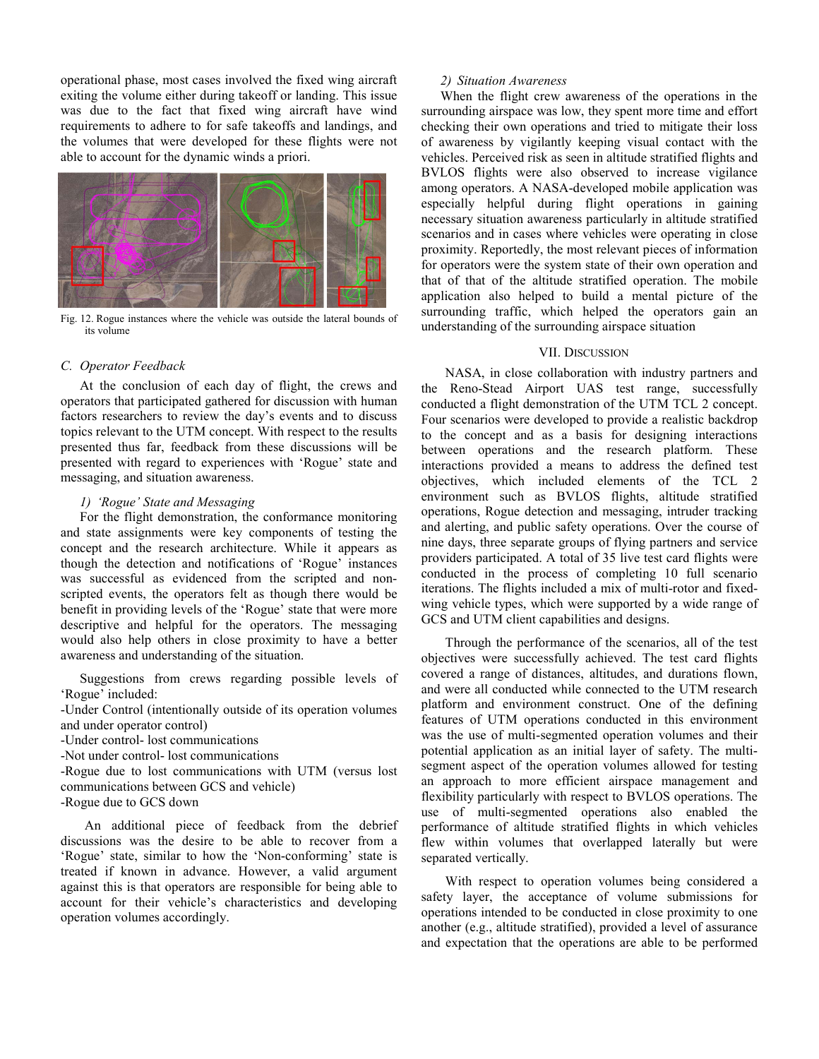operational phase, most cases involved the fixed wing aircraft exiting the volume either during takeoff or landing. This issue was due to the fact that fixed wing aircraft have wind requirements to adhere to for safe takeoffs and landings, and the volumes that were developed for these flights were not able to account for the dynamic winds a priori.

Fig. 12. Rogue instances where the vehicle was outside the lateral bounds of its volume

### C. Operator Feedback

At the conclusion of each day of flight, the crews and operators that participated gathered for discussion with human factors researchers to review the day's events and to discuss topics relevant to the UTM concept. With respect to the results presented thus far, feedback from these discussions will be presented with regard to experiences with 'Rogue' state and messaging, and situation awareness.

#### 1) 'Rogue' State and Messaging

For the flight demonstration, the conformance monitoring and state assignments were key components of testing the concept and the research architecture. While it appears as though the detection and notifications of 'Rogue' instances was successful as evidenced from the scripted and non-scripted events, the operators felt as though there would be benefit in providing levels of the 'Rogue' state that were more descriptive and helpful for the operators. The messaging would also help others in close proximity to have a better awareness and understanding of the situation.

Suggestions from crews regarding possible levels of 'Rogue' included:

-Under Control (intentionally outside of its operation volumes and under operator control)
-Under control- lost communications
-Not under control- lost communications
-Rogue due to lost communications with UTM (versus lost communications between GCS and vehicle)
-Rogue due to GCS down

An additional piece of feedback from the debrief discussions was the desire to be able to recover from a 'Rogue' state, similar to how the 'Non-conforming' state is treated if known in advance. However, a valid argument against this is that operators are responsible for being able to account for their vehicle's characteristics and developing operation volumes accordingly.

#### 2) Situation Awareness

When the flight crew awareness of the operations in the surrounding airspace was low, they spent more time and effort checking their own operations and tried to mitigate their loss of awareness by vigilantly keeping visual contact with the vehicles. Perceived risk as seen in altitude stratified flights and BVLOS flights were also observed to increase vigilance among operators. A NASA-developed mobile application was especially helpful during flight operations in gaining necessary situation awareness particularly in altitude stratified scenarios and in cases where vehicles were operating in close proximity. Reportedly, the most relevant pieces of information for operators were the system state of their own operation and that of that of the altitude stratified operation. The mobile application also helped to build a mental picture of the surrounding traffic, which helped the operators gain an understanding of the surrounding airspace situation

## VII. Discussion

NASA, in close collaboration with industry partners and the Reno-Stead Airport UAS test range, successfully conducted a flight demonstration of the UTM TCL 2 concept. Four scenarios were developed to provide a realistic backdrop to the concept and as a basis for designing interactions between operations and the research platform. These interactions provided a means to address the defined test objectives, which included elements of the TCL 2 environment such as BVLOS flights, altitude stratified operations, Rogue detection and messaging, intruder tracking and alerting, and public safety operations. Over the course of nine days, three separate groups of flying partners and service providers participated. A total of 35 live test card flights were conducted in the process of completing 10 full scenario iterations. The flights included a mix of multi-rotor and fixed-wing vehicle types, which were supported by a wide range of GCS and UTM client capabilities and designs.

Through the performance of the scenarios, all of the test objectives were successfully achieved. The test card flights covered a range of distances, altitudes, and durations flown, and were all conducted while connected to the UTM research platform and environment construct. One of the defining features of UTM operations conducted in this environment was the use of multi-segmented operation volumes and their potential application as an initial layer of safety. The multi-segment aspect of the operation volumes allowed for testing an approach to more efficient airspace management and flexibility particularly with respect to BVLOS operations. The use of multi-segmented operations also enabled the performance of altitude stratified flights in which vehicles flew within volumes that overlapped laterally but were separated vertically.

With respect to operation volumes being considered a safety layer, the acceptance of volume submissions for operations intended to be conducted in close proximity to one another (e.g., altitude stratified), provided a level of assurance and expectation that the operations are able to be performed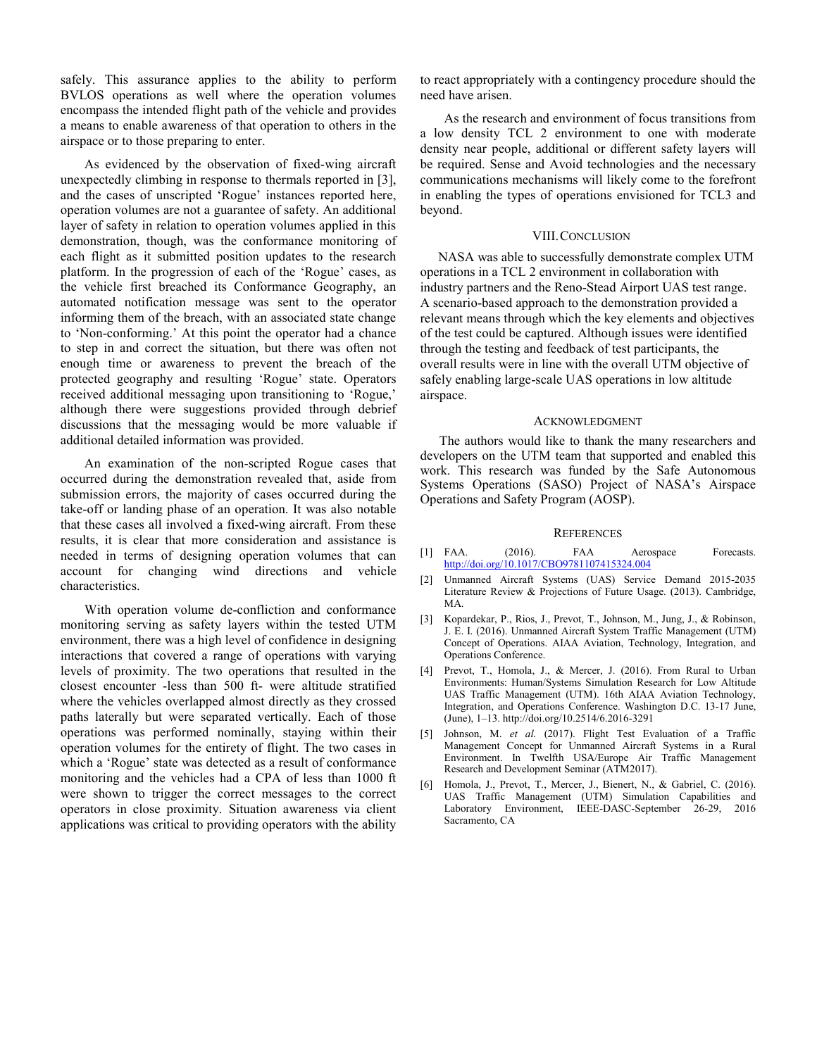safely. This assurance applies to the ability to perform BVLOS operations as well where the operation volumes encompass the intended flight path of the vehicle and provides a means to enable awareness of that operation to others in the airspace or to those preparing to enter.

As evidenced by the observation of fixed-wing aircraft unexpectedly climbing in response to thermals reported in [3], and the cases of unscripted 'Rogue' instances reported here, operation volumes are not a guarantee of safety. An additional layer of safety in relation to operation volumes applied in this demonstration, though, was the conformance monitoring of each flight as it submitted position updates to the research platform. In the progression of each of the 'Rogue' cases, as the vehicle first breached its Conformance Geography, an automated notification message was sent to the operator informing them of the breach, with an associated state change to 'Non-conforming.' At this point the operator had a chance to step in and correct the situation, but there was often not enough time or awareness to prevent the breach of the protected geography and resulting 'Rogue' state. Operators received additional messaging upon transitioning to 'Rogue,' although there were suggestions provided through debrief discussions that the messaging would be more valuable if additional detailed information was provided.

An examination of the non-scripted Rogue cases that occurred during the demonstration revealed that, aside from submission errors, the majority of cases occurred during the take-off or landing phase of an operation. It was also notable that these cases all involved a fixed-wing aircraft. From these results, it is clear that more consideration and assistance is needed in terms of designing operation volumes that can account for changing wind directions and vehicle characteristics.

With operation volume de-confliction and conformance monitoring serving as safety layers within the tested UTM environment, there was a high level of confidence in designing interactions that covered a range of operations with varying levels of proximity. The two operations that resulted in the closest encounter -less than 500 ft- were altitude stratified where the vehicles overlapped almost directly as they crossed paths laterally but were separated vertically. Each of those operations was performed nominally, staying within their operation volumes for the entirety of flight. The two cases in which a 'Rogue' state was detected as a result of conformance monitoring and the vehicles had a CPA of less than 1000 ft were shown to trigger the correct messages to the correct operators in close proximity. Situation awareness via client applications was critical to providing operators with the ability to react appropriately with a contingency procedure should the need have arisen.

As the research and environment of focus transitions from a low density TCL 2 environment to one with moderate density near people, additional or different safety layers will be required. Sense and Avoid technologies and the necessary communications mechanisms will likely come to the forefront in enabling the types of operations envisioned for TCL3 and beyond.

## VIII. Conclusion

NASA was able to successfully demonstrate complex UTM operations in a TCL 2 environment in collaboration with industry partners and the Reno-Stead Airport UAS test range. A scenario-based approach to the demonstration provided a relevant means through which the key elements and objectives of the test could be captured. Although issues were identified through the testing and feedback of test participants, the overall results were in line with the overall UTM objective of safely enabling large-scale UAS operations in low altitude airspace.

## Acknowledgment

The authors would like to thank the many researchers and developers on the UTM team that supported and enabled this work. This research was funded by the Safe Autonomous Systems Operations (SASO) Project of NASA's Airspace Operations and Safety Program (AOSP).

## References

[1] FAA. (2016). FAA Aerospace Forecasts. http://doi.org/10.1017/CBO9781107415324.004

[2] Unmanned Aircraft Systems (UAS) Service Demand 2015-2035 Literature Review & Projections of Future Usage. (2013). Cambridge, MA.

[3] Kopardekar, P., Rios, J., Prevot, T., Johnson, M., Jung, J., & Robinson, J. E. I. (2016). Unmanned Aircraft System Traffic Management (UTM) Concept of Operations. AIAA Aviation, Technology, Integration, and Operations Conference.

[4] Prevot, T., Homola, J., & Mercer, J. (2016). From Rural to Urban Environments: Human/Systems Simulation Research for Low Altitude UAS Traffic Management (UTM). 16th AIAA Aviation Technology, Integration, and Operations Conference. Washington D.C. 13-17 June, (June), 1–13. http://doi.org/10.2514/6.2016-3291

[5] Johnson, M. *et al.* (2017). Flight Test Evaluation of a Traffic Management Concept for Unmanned Aircraft Systems in a Rural Environment. In Twelfth USA/Europe Air Traffic Management Research and Development Seminar (ATM2017).

[6] Homola, J., Prevot, T., Mercer, J., Bienert, N., & Gabriel, C. (2016). UAS Traffic Management (UTM) Simulation Capabilities and Laboratory Environment, IEEE-DASC-September 26-29, 2016 Sacramento, CA